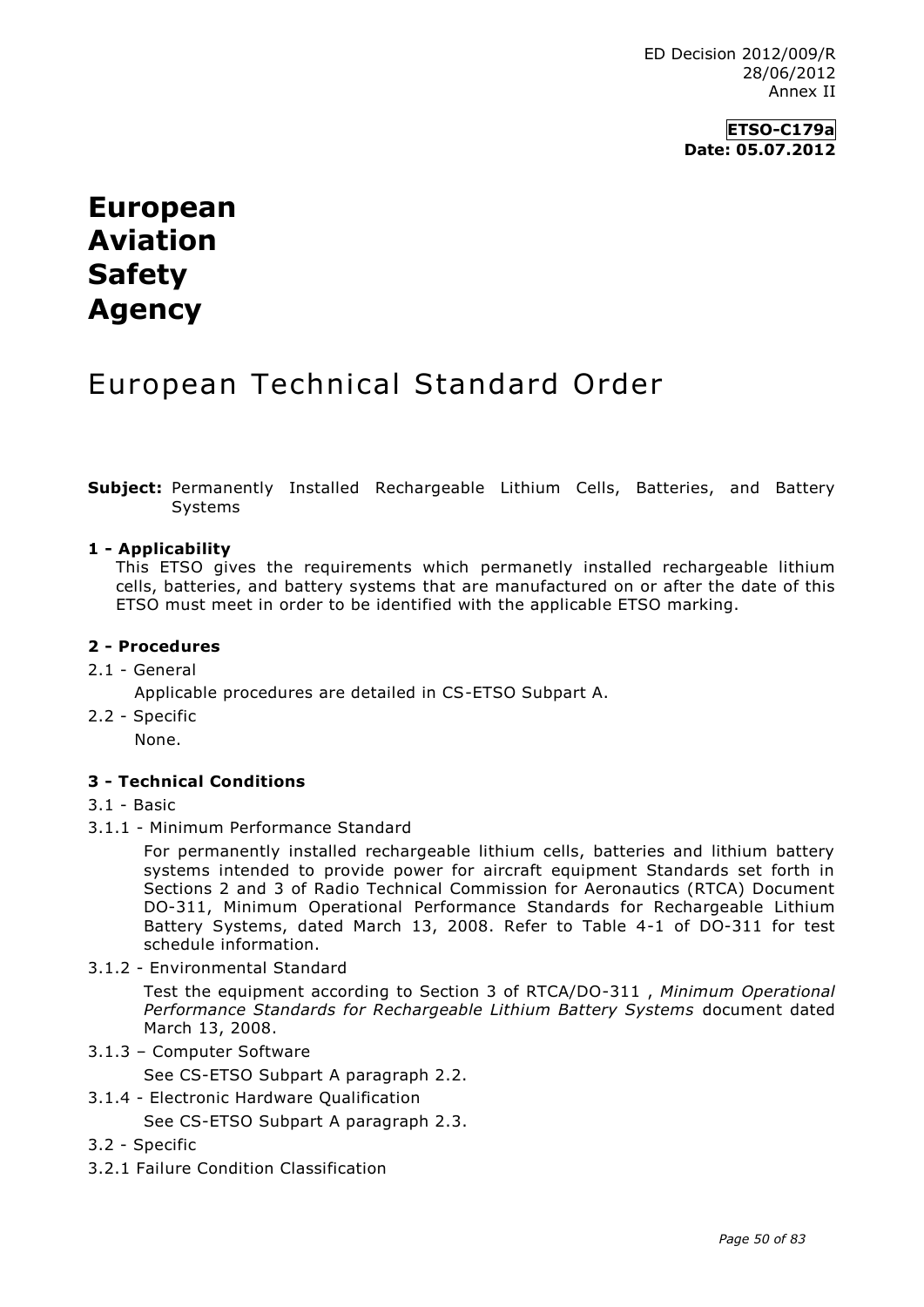ED Decision 2012/009/R
28/06/2012
Annex II

**ETSO-C179a**
**Date: 05.07.2012**

# European Aviation Safety Agency

# European Technical Standard Order

**Subject:** Permanently Installed Rechargeable Lithium Cells, Batteries, and Battery Systems

## 1 - Applicability

This ETSO gives the requirements which permanetly installed rechargeable lithium cells, batteries, and battery systems that are manufactured on or after the date of this ETSO must meet in order to be identified with the applicable ETSO marking.

## 2 - Procedures

2.1 - General

Applicable procedures are detailed in CS-ETSO Subpart A.

2.2 - Specific

None.

## 3 - Technical Conditions

3.1 - Basic

3.1.1 - Minimum Performance Standard

For permanently installed rechargeable lithium cells, batteries and lithium battery systems intended to provide power for aircraft equipment Standards set forth in Sections 2 and 3 of Radio Technical Commission for Aeronautics (RTCA) Document DO-311, Minimum Operational Performance Standards for Rechargeable Lithium Battery Systems, dated March 13, 2008. Refer to Table 4-1 of DO-311 for test schedule information.

3.1.2 - Environmental Standard

Test the equipment according to Section 3 of RTCA/DO-311 , *Minimum Operational Performance Standards for Rechargeable Lithium Battery Systems* document dated March 13, 2008.

3.1.3 – Computer Software

See CS-ETSO Subpart A paragraph 2.2.

3.1.4 - Electronic Hardware Qualification

See CS-ETSO Subpart A paragraph 2.3.

3.2 - Specific

3.2.1 Failure Condition Classification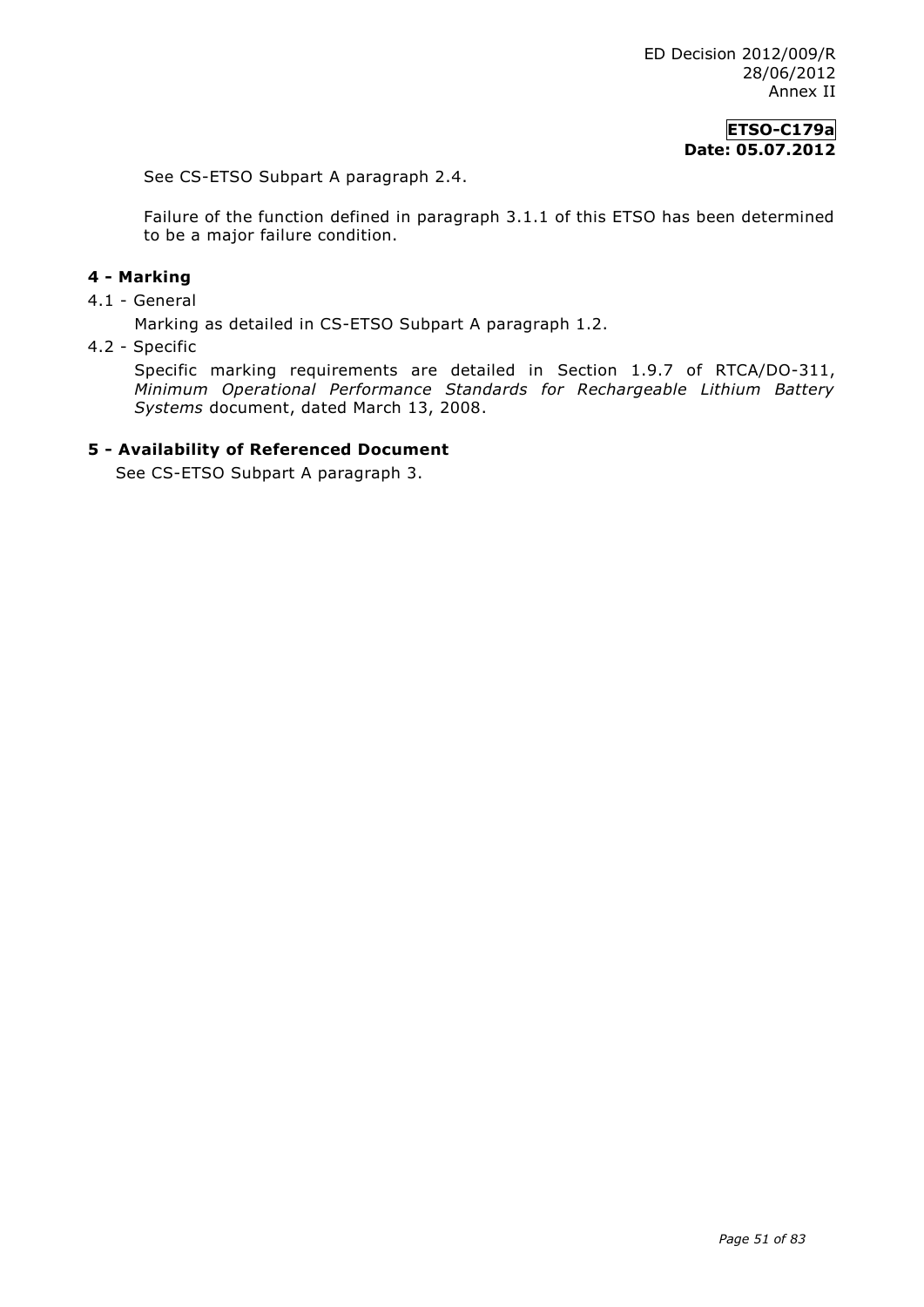See CS-ETSO Subpart A paragraph 2.4.

Failure of the function defined in paragraph 3.1.1 of this ETSO has been determined to be a major failure condition.

## 4 - Marking

4.1 - General

Marking as detailed in CS-ETSO Subpart A paragraph 1.2.

4.2 - Specific

Specific marking requirements are detailed in Section 1.9.7 of RTCA/DO-311, *Minimum Operational Performance Standards for Rechargeable Lithium Battery Systems* document, dated March 13, 2008.

## 5 - Availability of Referenced Document

See CS-ETSO Subpart A paragraph 3.